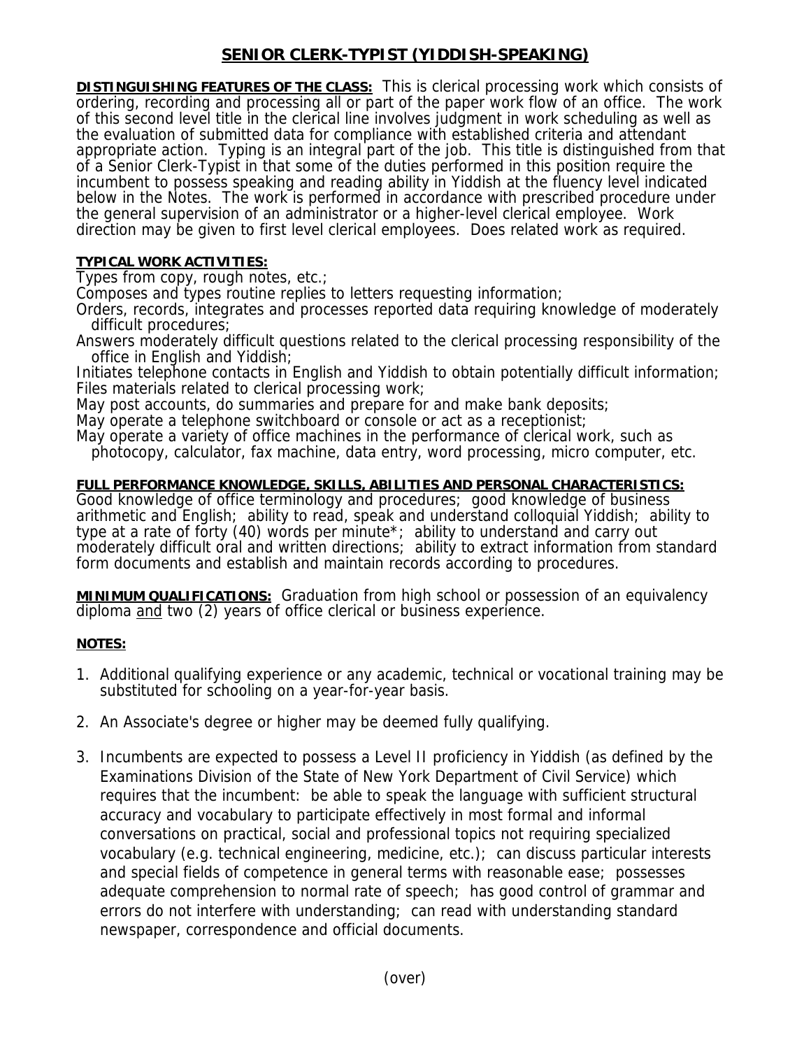# SENIOR CLERK-TYPIST (YIDDISH-SPEAKING)

**DISTINGUISHING FEATURES OF THE CLASS:** This is clerical processing work which consists of ordering, recording and processing all or part of the paper work flow of an office. The work of this second level title in the clerical line involves judgment in work scheduling as well as the evaluation of submitted data for compliance with established criteria and attendant appropriate action. Typing is an integral part of the job. This title is distinguished from that of a Senior Clerk-Typist in that some of the duties performed in this position require the incumbent to possess speaking and reading ability in Yiddish at the fluency level indicated below in the Notes. The work is performed in accordance with prescribed procedure under the general supervision of an administrator or a higher-level clerical employee. Work direction may be given to first level clerical employees. Does related work as required.

**TYPICAL WORK ACTIVITIES:**

Types from copy, rough notes, etc.;
Composes and types routine replies to letters requesting information;
Orders, records, integrates and processes reported data requiring knowledge of moderately difficult procedures;
Answers moderately difficult questions related to the clerical processing responsibility of the office in English and Yiddish;
Initiates telephone contacts in English and Yiddish to obtain potentially difficult information;
Files materials related to clerical processing work;
May post accounts, do summaries and prepare for and make bank deposits;
May operate a telephone switchboard or console or act as a receptionist;
May operate a variety of office machines in the performance of clerical work, such as photocopy, calculator, fax machine, data entry, word processing, micro computer, etc.

**FULL PERFORMANCE KNOWLEDGE, SKILLS, ABILITIES AND PERSONAL CHARACTERISTICS:**
Good knowledge of office terminology and procedures; good knowledge of business arithmetic and English; ability to read, speak and understand colloquial Yiddish; ability to type at a rate of forty (40) words per minute*; ability to understand and carry out moderately difficult oral and written directions; ability to extract information from standard form documents and establish and maintain records according to procedures.

**MINIMUM QUALIFICATIONS:** Graduation from high school or possession of an equivalency diploma and two (2) years of office clerical or business experience.

**NOTES:**

1. Additional qualifying experience or any academic, technical or vocational training may be substituted for schooling on a year-for-year basis.
2. An Associate's degree or higher may be deemed fully qualifying.
3. Incumbents are expected to possess a Level II proficiency in Yiddish (as defined by the Examinations Division of the State of New York Department of Civil Service) which requires that the incumbent: be able to speak the language with sufficient structural accuracy and vocabulary to participate effectively in most formal and informal conversations on practical, social and professional topics not requiring specialized vocabulary (e.g. technical engineering, medicine, etc.); can discuss particular interests and special fields of competence in general terms with reasonable ease; possesses adequate comprehension to normal rate of speech; has good control of grammar and errors do not interfere with understanding; can read with understanding standard newspaper, correspondence and official documents.

(over)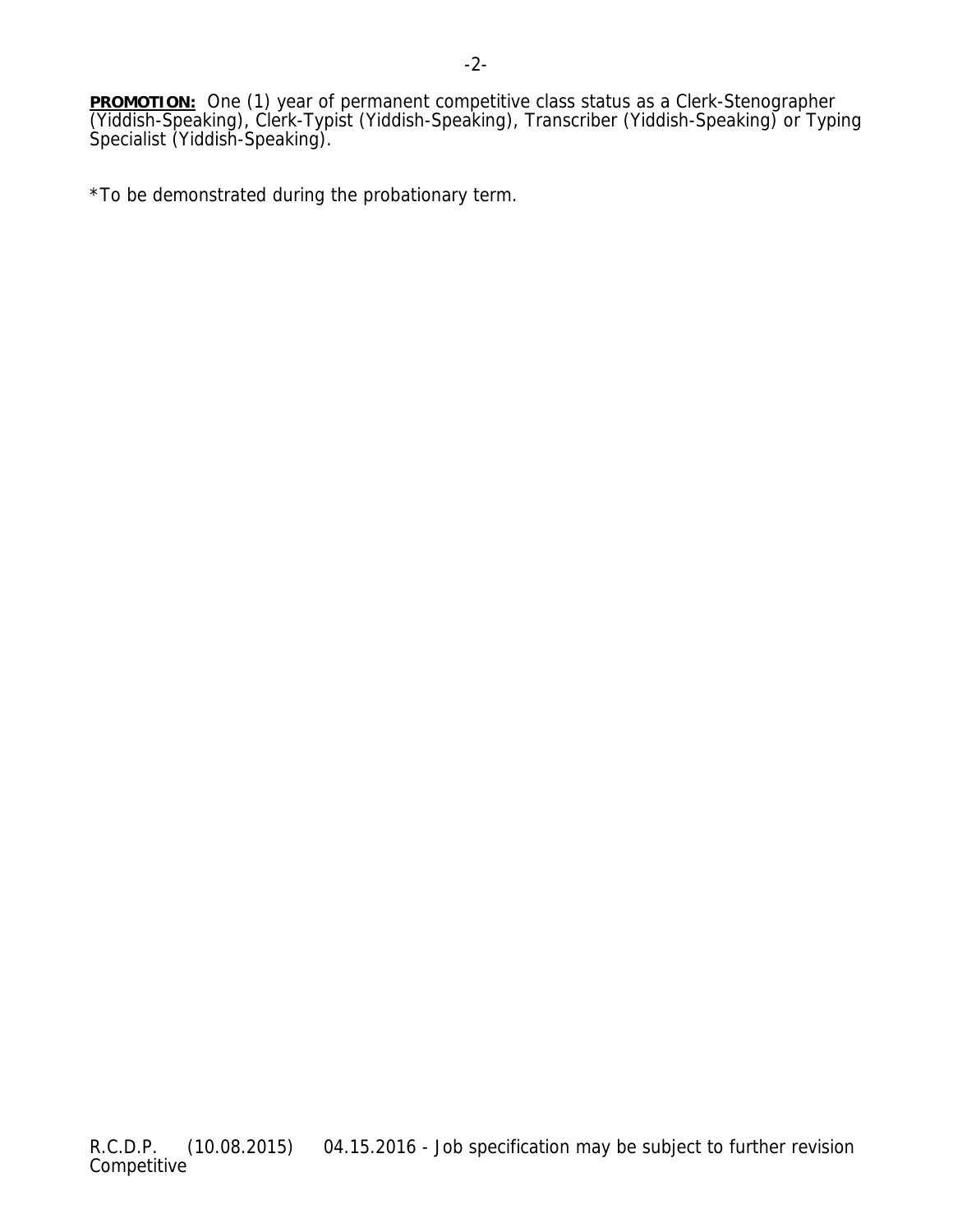**PROMOTION:** One (1) year of permanent competitive class status as a Clerk-Stenographer (Yiddish-Speaking), Clerk-Typist (Yiddish-Speaking), Transcriber (Yiddish-Speaking) or Typing Specialist (Yiddish-Speaking).

*To be demonstrated during the probationary term.

R.C.D.P. (10.08.2015) 04.15.2016 - Job specification may be subject to further revision
Competitive